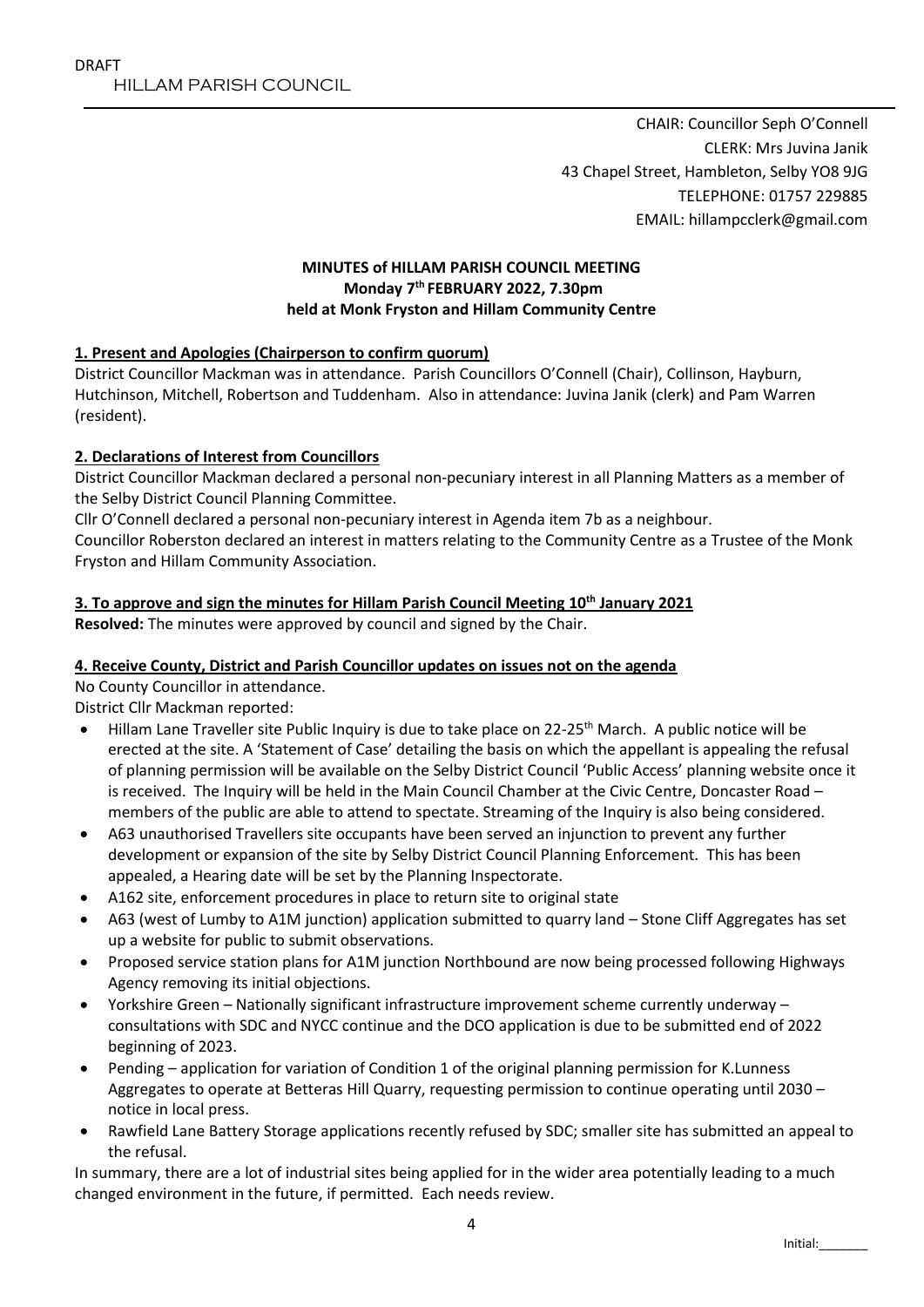DRAFT

HILLAM PARISH COUNCIL

CHAIR: Councillor Seph O'Connell
CLERK: Mrs Juvina Janik
43 Chapel Street, Hambleton, Selby YO8 9JG
TELEPHONE: 01757 229885
EMAIL: hillampcclerk@gmail.com

**MINUTES of HILLAM PARISH COUNCIL MEETING**
**Monday 7th FEBRUARY 2022, 7.30pm**
**held at Monk Fryston and Hillam Community Centre**

**1. Present and Apologies (Chairperson to confirm quorum)**

District Councillor Mackman was in attendance. Parish Councillors O'Connell (Chair), Collinson, Hayburn, Hutchinson, Mitchell, Robertson and Tuddenham. Also in attendance: Juvina Janik (clerk) and Pam Warren (resident).

**2. Declarations of Interest from Councillors**

District Councillor Mackman declared a personal non-pecuniary interest in all Planning Matters as a member of the Selby District Council Planning Committee.

Cllr O'Connell declared a personal non-pecuniary interest in Agenda item 7b as a neighbour.

Councillor Roberston declared an interest in matters relating to the Community Centre as a Trustee of the Monk Fryston and Hillam Community Association.

**3. To approve and sign the minutes for Hillam Parish Council Meeting 10th January 2021**

**Resolved:** The minutes were approved by council and signed by the Chair.

**4. Receive County, District and Parish Councillor updates on issues not on the agenda**

No County Councillor in attendance.

District Cllr Mackman reported:

- Hillam Lane Traveller site Public Inquiry is due to take place on 22-25th March. A public notice will be erected at the site. A 'Statement of Case' detailing the basis on which the appellant is appealing the refusal of planning permission will be available on the Selby District Council 'Public Access' planning website once it is received. The Inquiry will be held in the Main Council Chamber at the Civic Centre, Doncaster Road – members of the public are able to attend to spectate. Streaming of the Inquiry is also being considered.
- A63 unauthorised Travellers site occupants have been served an injunction to prevent any further development or expansion of the site by Selby District Council Planning Enforcement. This has been appealed, a Hearing date will be set by the Planning Inspectorate.
- A162 site, enforcement procedures in place to return site to original state
- A63 (west of Lumby to A1M junction) application submitted to quarry land – Stone Cliff Aggregates has set up a website for public to submit observations.
- Proposed service station plans for A1M junction Northbound are now being processed following Highways Agency removing its initial objections.
- Yorkshire Green – Nationally significant infrastructure improvement scheme currently underway – consultations with SDC and NYCC continue and the DCO application is due to be submitted end of 2022 beginning of 2023.
- Pending – application for variation of Condition 1 of the original planning permission for K.Lunness Aggregates to operate at Betteras Hill Quarry, requesting permission to continue operating until 2030 – notice in local press.
- Rawfield Lane Battery Storage applications recently refused by SDC; smaller site has submitted an appeal to the refusal.

In summary, there are a lot of industrial sites being applied for in the wider area potentially leading to a much changed environment in the future, if permitted. Each needs review.

Initial:_______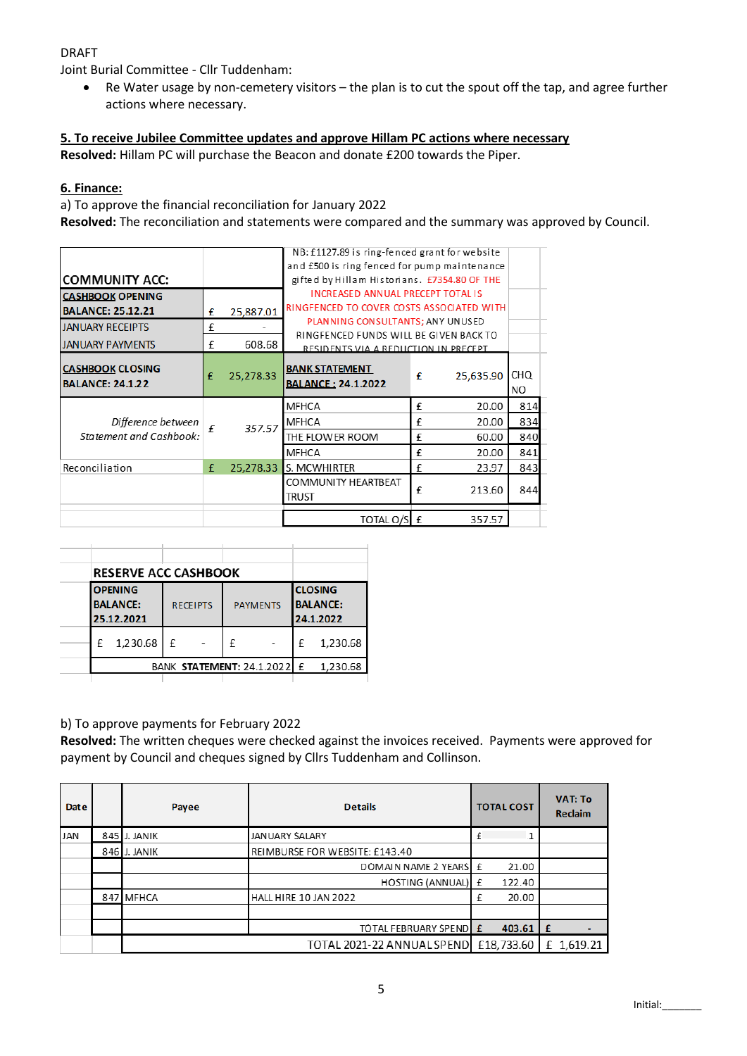DRAFT

Joint Burial Committee - Cllr Tuddenham:

- Re Water usage by non-cemetery visitors – the plan is to cut the spout off the tap, and agree further actions where necessary.

**5. To receive Jubilee Committee updates and approve Hillam PC actions where necessary**

**Resolved:** Hillam PC will purchase the Beacon and donate £200 towards the Piper.

**6. Finance:**

a) To approve the financial reconciliation for January 2022

**Resolved:** The reconciliation and statements were compared and the summary was approved by Council.

| COMMUNITY ACC: | | NB: £1127.89 is ring-fenced grant for website and £500 is ring fenced for pump maintenance gifted by Hillam Historians. £7354.80 OF THE INCREASED ANNUAL PRECEPT TOTAL IS RINGFENCED TO COVER COSTS ASSOCIATED WITH PLANNING CONSULTANTS; ANY UNUSED RINGFENCED FUNDS WILL BE GIVEN BACK TO RESIDENTS VIA A REDUCTION IN PRECEPT | | |
|---|---|---|---|---|
| CASHBOOK OPENING BALANCE: 25.12.21 | £ 25,887.01 | | | |
| JANUARY RECEIPTS | £ - | | | |
| JANUARY PAYMENTS | £ 608.68 | | | |
| CASHBOOK CLOSING BALANCE: 24.1.22 | £ 25,278.33 | BANK STATEMENT BALANCE : 24.1.2022 | £ 25,635.90 | CHQ NO |
| *Difference between Statement and Cashbook:* | *£ 357.57* | MFHCA | £ 20.00 | 814 |
| | | MFHCA | £ 20.00 | 834 |
| | | THE FLOWER ROOM | £ 60.00 | 840 |
| | | MFHCA | £ 20.00 | 841 |
| Reconciliation | £ 25,278.33 | S. MCWHIRTER | £ 23.97 | 843 |
| | | COMMUNITY HEARTBEAT TRUST | £ 213.60 | 844 |
| | | TOTAL O/S | £ 357.57 | |

| RESERVE ACC CASHBOOK | | | |
|---|---|---|---|
| OPENING BALANCE: 25.12.2021 | RECEIPTS | PAYMENTS | CLOSING BALANCE: 24.1.2022 |
| £ 1,230.68 | £ - | £ - | £ 1,230.68 |
| | | BANK STATEMENT: 24.1.2022 | £ 1,230.68 |

b) To approve payments for February 2022

**Resolved:** The written cheques were checked against the invoices received. Payments were approved for payment by Council and cheques signed by Cllrs Tuddenham and Collinson.

| Date | | Payee | Details | TOTAL COST | VAT: To Reclaim |
|---|---|---|---|---|---|
| JAN | 845 | J. JANIK | JANUARY SALARY | £ 1 | |
| | 846 | J. JANIK | REIMBURSE FOR WEBSITE: £143.40 | | |
| | | | DOMAIN NAME 2 YEARS | £ 21.00 | |
| | | | HOSTING (ANNUAL) | £ 122.40 | |
| | 847 | MFHCA | HALL HIRE 10 JAN 2022 | £ 20.00 | |
| | | | | | |
| | | | TOTAL FEBRUARY SPEND | £ 403.61 | £ - |
| | | | TOTAL 2021-22 ANNUAL SPEND | £18,733.60 | £ 1,619.21 |

Initial:_______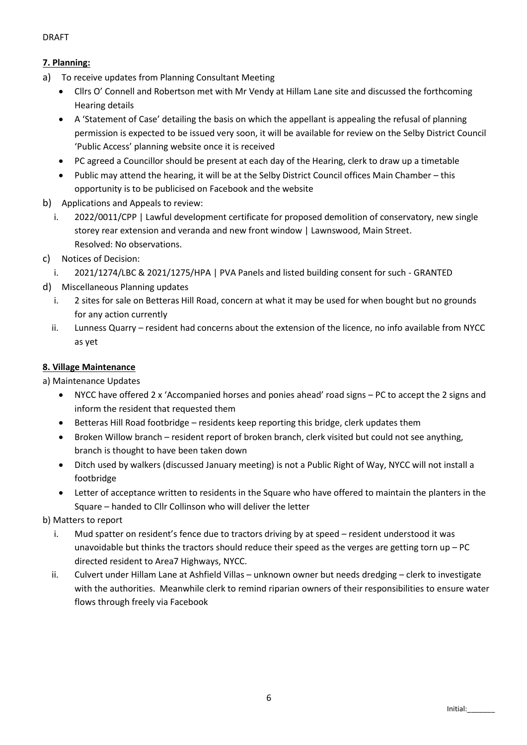DRAFT

**7. Planning:**

a) To receive updates from Planning Consultant Meeting
   - Cllrs O' Connell and Robertson met with Mr Vendy at Hillam Lane site and discussed the forthcoming Hearing details
   - A 'Statement of Case' detailing the basis on which the appellant is appealing the refusal of planning permission is expected to be issued very soon, it will be available for review on the Selby District Council 'Public Access' planning website once it is received
   - PC agreed a Councillor should be present at each day of the Hearing, clerk to draw up a timetable
   - Public may attend the hearing, it will be at the Selby District Council offices Main Chamber – this opportunity is to be publicised on Facebook and the website

b) Applications and Appeals to review:
   i. 2022/0011/CPP | Lawful development certificate for proposed demolition of conservatory, new single storey rear extension and veranda and new front window | Lawnswood, Main Street.
      Resolved: No observations.

c) Notices of Decision:
   i. 2021/1274/LBC & 2021/1275/HPA | PVA Panels and listed building consent for such - GRANTED

d) Miscellaneous Planning updates
   i. 2 sites for sale on Betteras Hill Road, concern at what it may be used for when bought but no grounds for any action currently
   ii. Lunness Quarry – resident had concerns about the extension of the licence, no info available from NYCC as yet

**8. Village Maintenance**

a) Maintenance Updates
   - NYCC have offered 2 x 'Accompanied horses and ponies ahead' road signs – PC to accept the 2 signs and inform the resident that requested them
   - Betteras Hill Road footbridge – residents keep reporting this bridge, clerk updates them
   - Broken Willow branch – resident report of broken branch, clerk visited but could not see anything, branch is thought to have been taken down
   - Ditch used by walkers (discussed January meeting) is not a Public Right of Way, NYCC will not install a footbridge
   - Letter of acceptance written to residents in the Square who have offered to maintain the planters in the Square – handed to Cllr Collinson who will deliver the letter

b) Matters to report
   i. Mud spatter on resident's fence due to tractors driving by at speed – resident understood it was unavoidable but thinks the tractors should reduce their speed as the verges are getting torn up – PC directed resident to Area7 Highways, NYCC.
   ii. Culvert under Hillam Lane at Ashfield Villas – unknown owner but needs dredging – clerk to investigate with the authorities. Meanwhile clerk to remind riparian owners of their responsibilities to ensure water flows through freely via Facebook

Initial:_______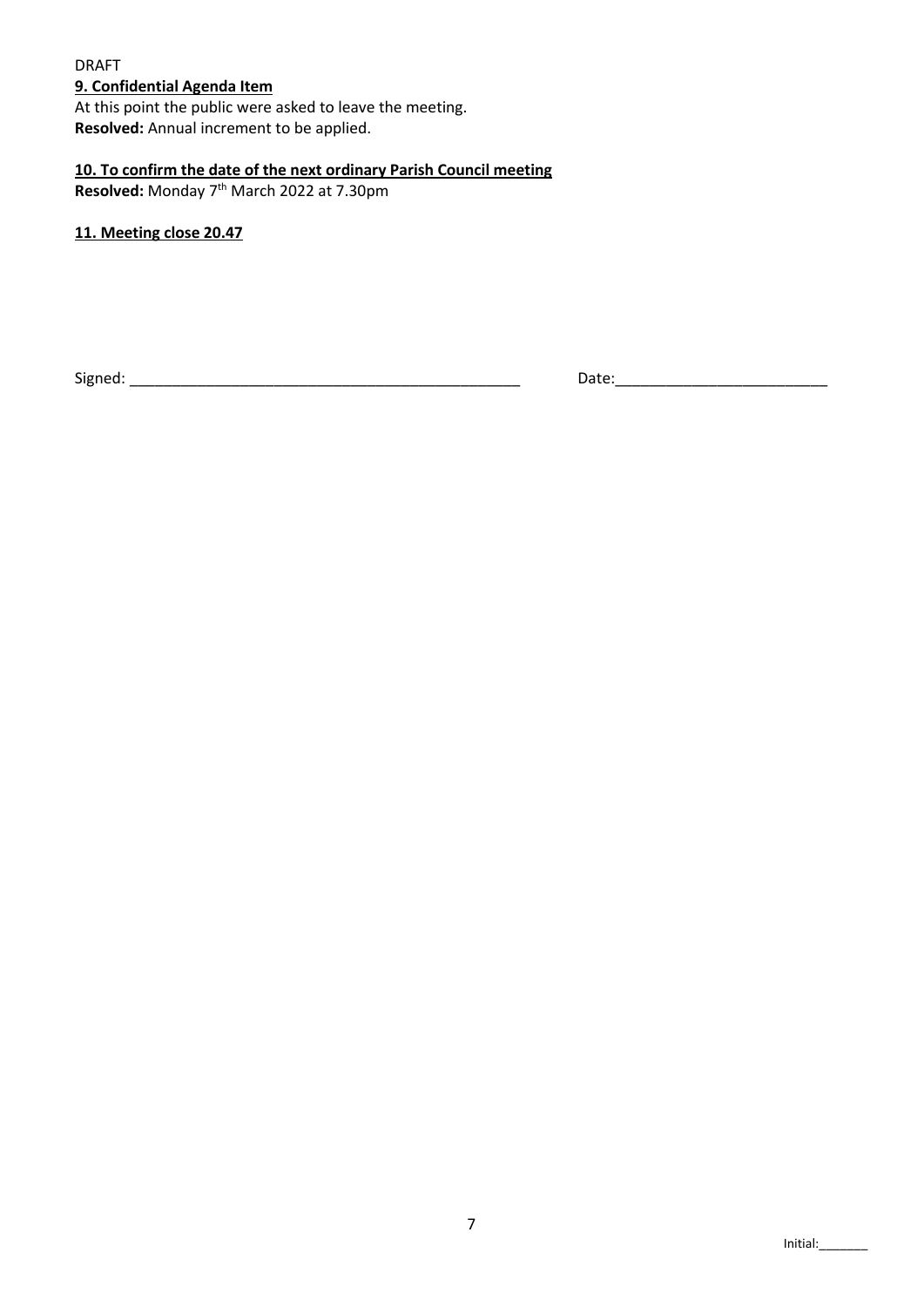DRAFT

**9. Confidential Agenda Item**

At this point the public were asked to leave the meeting.
**Resolved:** Annual increment to be applied.

**10. To confirm the date of the next ordinary Parish Council meeting**

**Resolved:** Monday 7th March 2022 at 7.30pm

**11. Meeting close 20.47**

Signed: _______________________________________________ Date:_________________________

Initial:_______